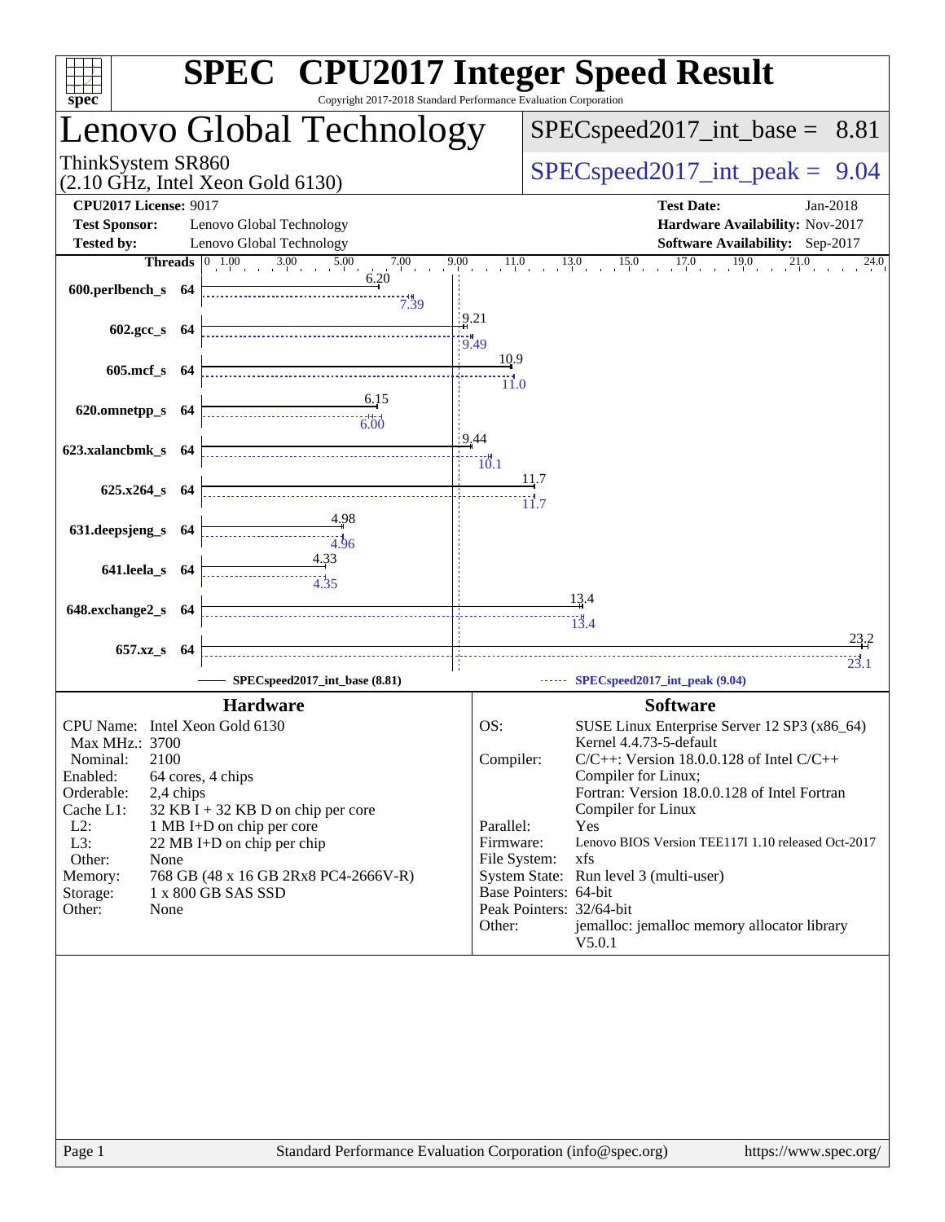# SPEC CPU2017 Integer Speed Result

Copyright 2017-2018 Standard Performance Evaluation Corporation

## Lenovo Global Technology

ThinkSystem SR860
(2.10 GHz, Intel Xeon Gold 6130)

SPECspeed2017_int_base = 8.81

SPECspeed2017_int_peak = 9.04

**CPU2017 License:** 9017
**Test Sponsor:** Lenovo Global Technology
**Tested by:** Lenovo Global Technology

**Test Date:** Jan-2018
**Hardware Availability:** Nov-2017
**Software Availability:** Sep-2017

| Benchmark | Threads | Base | Peak |
|---|---|---|---|
| 600.perlbench_s | 64 | 6.20 | 7.39 |
| 602.gcc_s | 64 | 9.21 | 9.49 |
| 605.mcf_s | 64 | 10.9 | 11.0 |
| 620.omnetpp_s | 64 | 6.15 | 6.00 |
| 623.xalancbmk_s | 64 | 9.44 | 10.1 |
| 625.x264_s | 64 | 11.7 | 11.7 |
| 631.deepsjeng_s | 64 | 4.98 | 4.96 |
| 641.leela_s | 64 | 4.33 | 4.35 |
| 648.exchange2_s | 64 | 13.4 | 13.4 |
| 657.xz_s | 64 | 23.2 | 23.1 |

SPECspeed2017_int_base (8.81) — SPECspeed2017_int_peak (9.04)

### Hardware

| | |
|---|---|
| CPU Name: | Intel Xeon Gold 6130 |
| Max MHz.: | 3700 |
| Nominal: | 2100 |
| Enabled: | 64 cores, 4 chips |
| Orderable: | 2,4 chips |
| Cache L1: | 32 KB I + 32 KB D on chip per core |
| L2: | 1 MB I+D on chip per core |
| L3: | 22 MB I+D on chip per chip |
| Other: | None |
| Memory: | 768 GB (48 x 16 GB 2Rx8 PC4-2666V-R) |
| Storage: | 1 x 800 GB SAS SSD |
| Other: | None |

### Software

| | |
|---|---|
| OS: | SUSE Linux Enterprise Server 12 SP3 (x86_64) Kernel 4.4.73-5-default |
| Compiler: | C/C++: Version 18.0.0.128 of Intel C/C++ Compiler for Linux; Fortran: Version 18.0.0.128 of Intel Fortran Compiler for Linux |
| Parallel: | Yes |
| Firmware: | Lenovo BIOS Version TEE117I 1.10 released Oct-2017 |
| File System: | xfs |
| System State: | Run level 3 (multi-user) |
| Base Pointers: | 64-bit |
| Peak Pointers: | 32/64-bit |
| Other: | jemalloc: jemalloc memory allocator library V5.0.1 |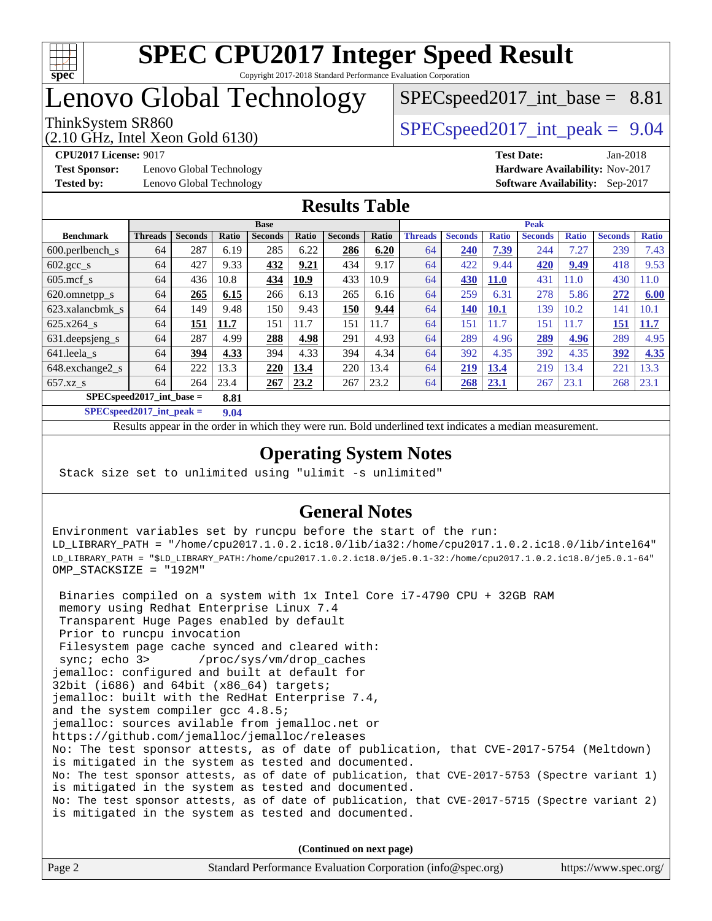# SPEC CPU2017 Integer Speed Result

Copyright 2017-2018 Standard Performance Evaluation Corporation

# Lenovo Global Technology

ThinkSystem SR860
(2.10 GHz, Intel Xeon Gold 6130)

SPECspeed2017_int_base = 8.81

SPECspeed2017_int_peak = 9.04

**CPU2017 License:** 9017
**Test Sponsor:** Lenovo Global Technology
**Tested by:** Lenovo Global Technology

**Test Date:** Jan-2018
**Hardware Availability:** Nov-2017
**Software Availability:** Sep-2017

## Results Table

| Benchmark | Base | | | | | | | Peak | | | | | | |
|---|---|---|---|---|---|---|---|---|---|---|---|---|---|---|
| | Threads | Seconds | Ratio | Seconds | Ratio | Seconds | Ratio | Threads | Seconds | Ratio | Seconds | Ratio | Seconds | Ratio |
| 600.perlbench_s | 64 | 287 | 6.19 | 285 | 6.22 | **286** | **6.20** | 64 | **240** | **7.39** | 244 | 7.27 | 239 | 7.43 |
| 602.gcc_s | 64 | 427 | 9.33 | **432** | **9.21** | 434 | 9.17 | 64 | 422 | 9.44 | **420** | **9.49** | 418 | 9.53 |
| 605.mcf_s | 64 | 436 | 10.8 | **434** | **10.9** | 433 | 10.9 | 64 | **430** | **11.0** | 431 | 11.0 | 430 | 11.0 |
| 620.omnetpp_s | 64 | **265** | **6.15** | 266 | 6.13 | 265 | 6.16 | 64 | 259 | 6.31 | 278 | 5.86 | **272** | **6.00** |
| 623.xalancbmk_s | 64 | 149 | 9.48 | 150 | 9.43 | **150** | **9.44** | 64 | **140** | **10.1** | 139 | 10.2 | 141 | 10.1 |
| 625.x264_s | 64 | **151** | **11.7** | 151 | 11.7 | 151 | 11.7 | 64 | 151 | 11.7 | 151 | 11.7 | **151** | **11.7** |
| 631.deepsjeng_s | 64 | 287 | 4.99 | **288** | **4.98** | 291 | 4.93 | 64 | 289 | 4.96 | **289** | **4.96** | 289 | 4.95 |
| 641.leela_s | 64 | **394** | **4.33** | 394 | 4.33 | 394 | 4.34 | 64 | 392 | 4.35 | 392 | 4.35 | **392** | **4.35** |
| 648.exchange2_s | 64 | 222 | 13.3 | **220** | **13.4** | 220 | 13.4 | 64 | **219** | **13.4** | 219 | 13.4 | 221 | 13.3 |
| 657.xz_s | 64 | 264 | 23.4 | **267** | **23.2** | 267 | 23.2 | 64 | **268** | **23.1** | 267 | 23.1 | 268 | 23.1 |

**SPECspeed2017_int_base = 8.81**

**SPECspeed2017_int_peak = 9.04**

Results appear in the order in which they were run. Bold underlined text indicates a median measurement.

## Operating System Notes

```
Stack size set to unlimited using "ulimit -s unlimited"
```

## General Notes

```
Environment variables set by runcpu before the start of the run:
LD_LIBRARY_PATH = "/home/cpu2017.1.0.2.ic18.0/lib/ia32:/home/cpu2017.1.0.2.ic18.0/lib/intel64"
LD_LIBRARY_PATH = "$LD_LIBRARY_PATH:/home/cpu2017.1.0.2.ic18.0/je5.0.1-32:/home/cpu2017.1.0.2.ic18.0/je5.0.1-64"
OMP_STACKSIZE = "192M"

 Binaries compiled on a system with 1x Intel Core i7-4790 CPU + 32GB RAM
 memory using Redhat Enterprise Linux 7.4
 Transparent Huge Pages enabled by default
 Prior to runcpu invocation
 Filesystem page cache synced and cleared with:
 sync; echo 3>       /proc/sys/vm/drop_caches
jemalloc: configured and built at default for
32bit (i686) and 64bit (x86_64) targets;
jemalloc: built with the RedHat Enterprise 7.4,
and the system compiler gcc 4.8.5;
jemalloc: sources avilable from jemalloc.net or
https://github.com/jemalloc/jemalloc/releases
No: The test sponsor attests, as of date of publication, that CVE-2017-5754 (Meltdown)
is mitigated in the system as tested and documented.
No: The test sponsor attests, as of date of publication, that CVE-2017-5753 (Spectre variant 1)
is mitigated in the system as tested and documented.
No: The test sponsor attests, as of date of publication, that CVE-2017-5715 (Spectre variant 2)
is mitigated in the system as tested and documented.
```

**(Continued on next page)**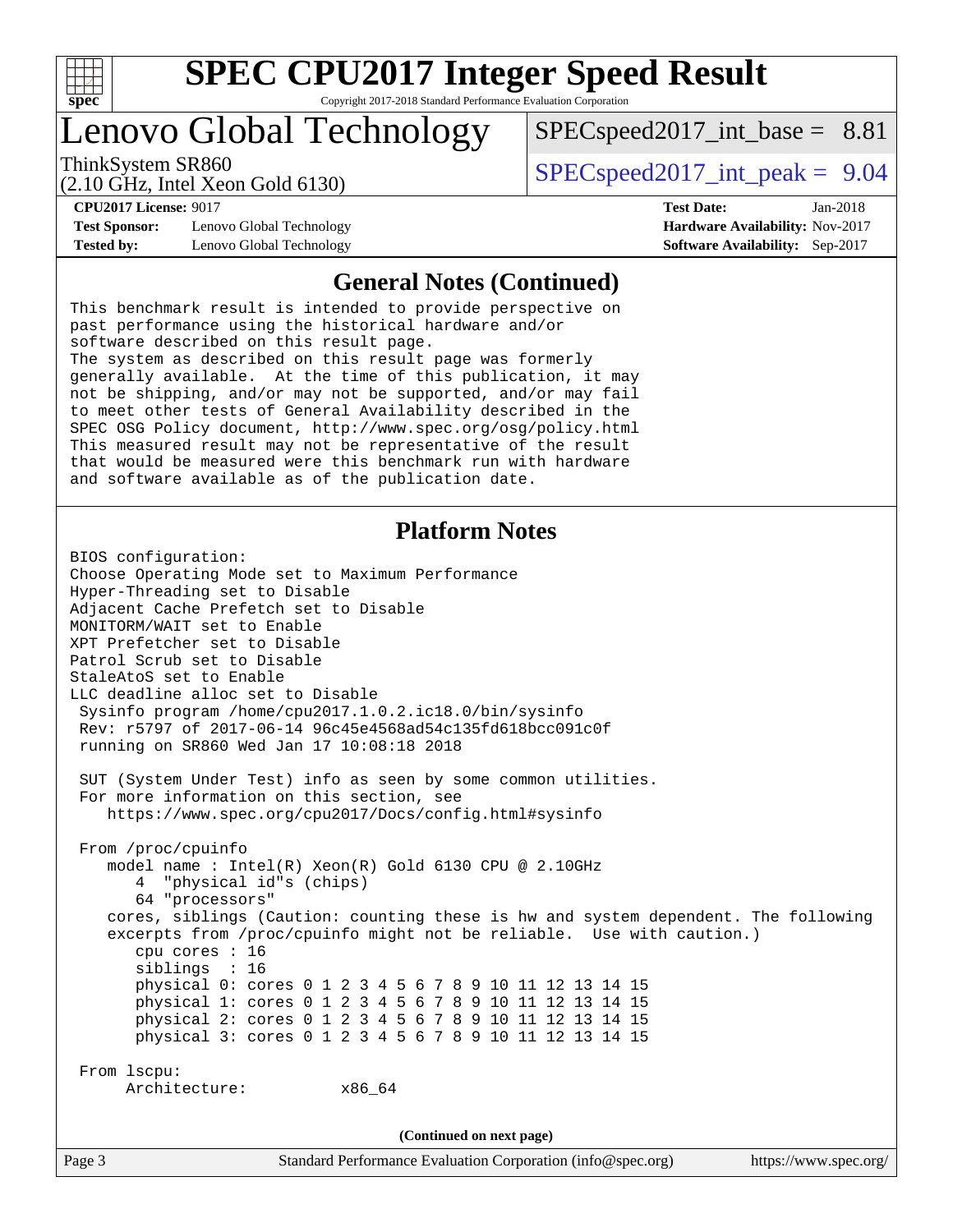## General Notes (Continued)

```
This benchmark result is intended to provide perspective on
past performance using the historical hardware and/or
software described on this result page.
The system as described on this result page was formerly
generally available.  At the time of this publication, it may
not be shipping, and/or may not be supported, and/or may fail
to meet other tests of General Availability described in the
SPEC OSG Policy document, http://www.spec.org/osg/policy.html
This measured result may not be representative of the result
that would be measured were this benchmark run with hardware
and software available as of the publication date.
```

## Platform Notes

```
BIOS configuration:
Choose Operating Mode set to Maximum Performance
Hyper-Threading set to Disable
Adjacent Cache Prefetch set to Disable
MONITORM/WAIT set to Enable
XPT Prefetcher set to Disable
Patrol Scrub set to Disable
StaleAtoS set to Enable
LLC deadline alloc set to Disable
 Sysinfo program /home/cpu2017.1.0.2.ic18.0/bin/sysinfo
 Rev: r5797 of 2017-06-14 96c45e4568ad54c135fd618bcc091c0f
 running on SR860 Wed Jan 17 10:08:18 2018

 SUT (System Under Test) info as seen by some common utilities.
 For more information on this section, see
    https://www.spec.org/cpu2017/Docs/config.html#sysinfo

 From /proc/cpuinfo
    model name : Intel(R) Xeon(R) Gold 6130 CPU @ 2.10GHz
       4  "physical id"s (chips)
       64 "processors"
    cores, siblings (Caution: counting these is hw and system dependent. The following
    excerpts from /proc/cpuinfo might not be reliable.  Use with caution.)
       cpu cores : 16
       siblings  : 16
       physical 0: cores 0 1 2 3 4 5 6 7 8 9 10 11 12 13 14 15
       physical 1: cores 0 1 2 3 4 5 6 7 8 9 10 11 12 13 14 15
       physical 2: cores 0 1 2 3 4 5 6 7 8 9 10 11 12 13 14 15
       physical 3: cores 0 1 2 3 4 5 6 7 8 9 10 11 12 13 14 15

 From lscpu:
      Architecture:          x86_64
```

(Continued on next page)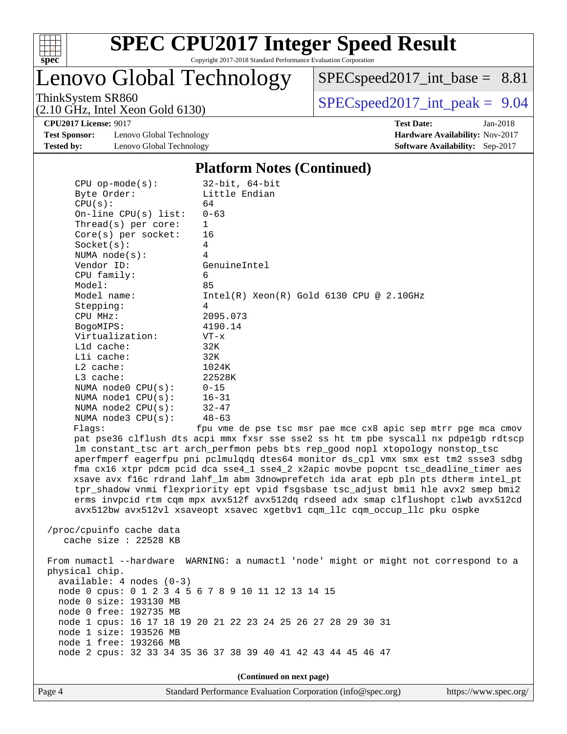## Platform Notes (Continued)

```
    CPU op-mode(s):        32-bit, 64-bit
    Byte Order:            Little Endian
    CPU(s):                64
    On-line CPU(s) list:   0-63
    Thread(s) per core:    1
    Core(s) per socket:    16
    Socket(s):             4
    NUMA node(s):          4
    Vendor ID:             GenuineIntel
    CPU family:            6
    Model:                 85
    Model name:            Intel(R) Xeon(R) Gold 6130 CPU @ 2.10GHz
    Stepping:              4
    CPU MHz:               2095.073
    BogoMIPS:              4190.14
    Virtualization:        VT-x
    L1d cache:             32K
    L1i cache:             32K
    L2 cache:              1024K
    L3 cache:              22528K
    NUMA node0 CPU(s):     0-15
    NUMA node1 CPU(s):     16-31
    NUMA node2 CPU(s):     32-47
    NUMA node3 CPU(s):     48-63
    Flags:                 fpu vme de pse tsc msr pae mce cx8 apic sep mtrr pge mca cmov
    pat pse36 clflush dts acpi mmx fxsr sse sse2 ss ht tm pbe syscall nx pdpe1gb rdtscp
    lm constant_tsc art arch_perfmon pebs bts rep_good nopl xtopology nonstop_tsc
    aperfmperf eagerfpu pni pclmulqdq dtes64 monitor ds_cpl vmx smx est tm2 ssse3 sdbg
    fma cx16 xtpr pdcm pcid dca sse4_1 sse4_2 x2apic movbe popcnt tsc_deadline_timer aes
    xsave avx f16c rdrand lahf_lm abm 3dnowprefetch ida arat epb pln pts dtherm intel_pt
    tpr_shadow vnmi flexpriority ept vpid fsgsbase tsc_adjust bmi1 hle avx2 smep bmi2
    erms invpcid rtm cqm mpx avx512f avx512dq rdseed adx smap clflushopt clwb avx512cd
    avx512bw avx512vl xsaveopt xsavec xgetbv1 cqm_llc cqm_occup_llc pku ospke

 /proc/cpuinfo cache data
    cache size : 22528 KB

 From numactl --hardware  WARNING: a numactl 'node' might or might not correspond to a
 physical chip.
   available: 4 nodes (0-3)
   node 0 cpus: 0 1 2 3 4 5 6 7 8 9 10 11 12 13 14 15
   node 0 size: 193130 MB
   node 0 free: 192735 MB
   node 1 cpus: 16 17 18 19 20 21 22 23 24 25 26 27 28 29 30 31
   node 1 size: 193526 MB
   node 1 free: 193266 MB
   node 2 cpus: 32 33 34 35 36 37 38 39 40 41 42 43 44 45 46 47
```

**(Continued on next page)**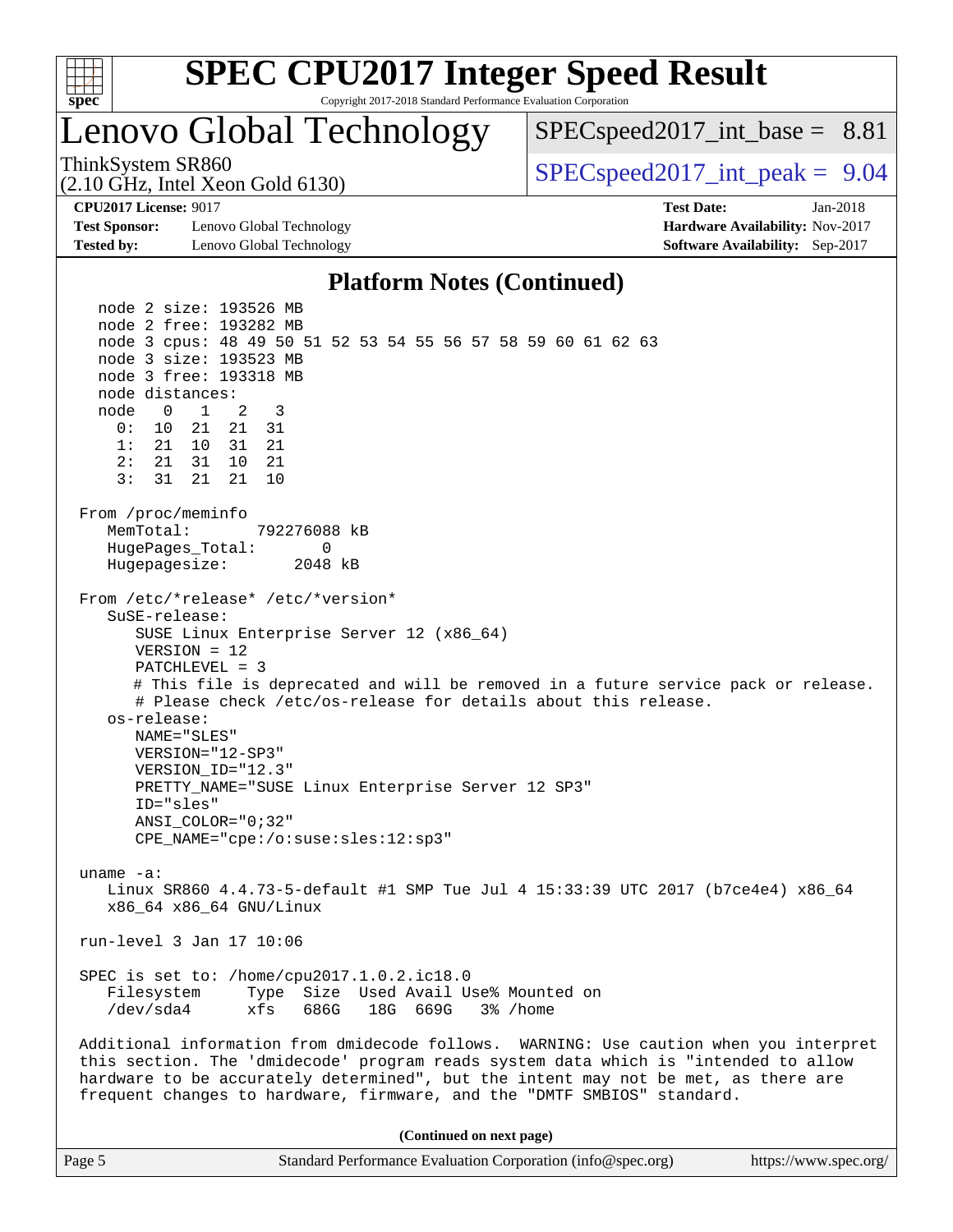## Platform Notes (Continued)

```
   node 2 size: 193526 MB
   node 2 free: 193282 MB
   node 3 cpus: 48 49 50 51 52 53 54 55 56 57 58 59 60 61 62 63
   node 3 size: 193523 MB
   node 3 free: 193318 MB
   node distances:
   node   0   1   2   3
     0:  10  21  21  31
     1:  21  10  31  21
     2:  21  31  10  21
     3:  31  21  21  10

 From /proc/meminfo
    MemTotal:       792276088 kB
    HugePages_Total:       0
    Hugepagesize:       2048 kB

 From /etc/*release* /etc/*version*
    SuSE-release:
       SUSE Linux Enterprise Server 12 (x86_64)
       VERSION = 12
       PATCHLEVEL = 3
       # This file is deprecated and will be removed in a future service pack or release.
       # Please check /etc/os-release for details about this release.
    os-release:
       NAME="SLES"
       VERSION="12-SP3"
       VERSION_ID="12.3"
       PRETTY_NAME="SUSE Linux Enterprise Server 12 SP3"
       ID="sles"
       ANSI_COLOR="0;32"
       CPE_NAME="cpe:/o:suse:sles:12:sp3"

 uname -a:
    Linux SR860 4.4.73-5-default #1 SMP Tue Jul 4 15:33:39 UTC 2017 (b7ce4e4) x86_64
    x86_64 x86_64 GNU/Linux

 run-level 3 Jan 17 10:06

 SPEC is set to: /home/cpu2017.1.0.2.ic18.0
    Filesystem     Type  Size  Used Avail Use% Mounted on
    /dev/sda4      xfs   686G   18G  669G   3% /home

 Additional information from dmidecode follows.  WARNING: Use caution when you interpret
 this section. The 'dmidecode' program reads system data which is "intended to allow
 hardware to be accurately determined", but the intent may not be met, as there are
 frequent changes to hardware, firmware, and the "DMTF SMBIOS" standard.
```

(Continued on next page)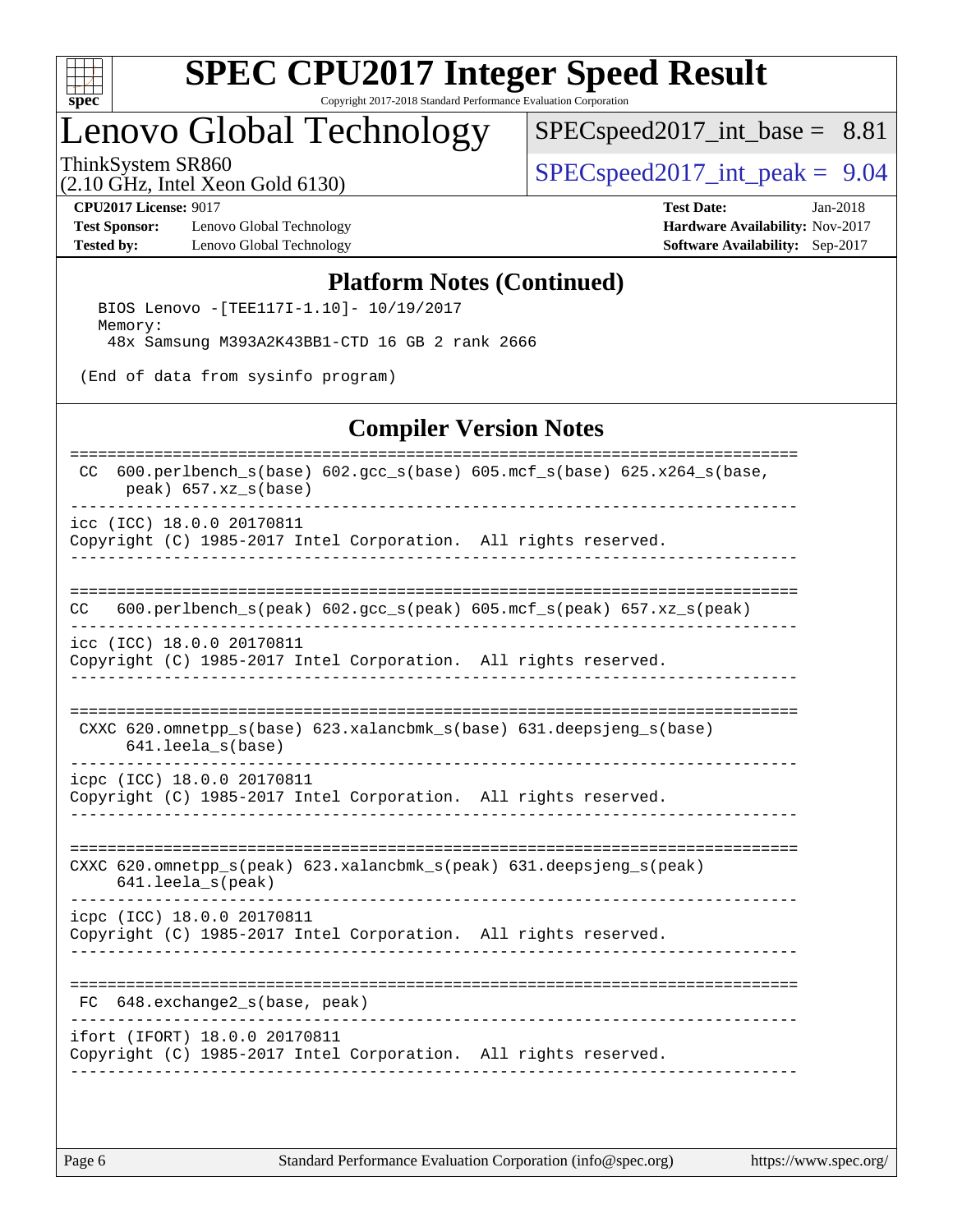## Platform Notes (Continued)

```
  BIOS Lenovo -[TEE117I-1.10]- 10/19/2017
  Memory:
   48x Samsung M393A2K43BB1-CTD 16 GB 2 rank 2666

(End of data from sysinfo program)
```

## Compiler Version Notes

```
==============================================================================
 CC  600.perlbench_s(base) 602.gcc_s(base) 605.mcf_s(base) 625.x264_s(base,
      peak) 657.xz_s(base)
------------------------------------------------------------------------------
icc (ICC) 18.0.0 20170811
Copyright (C) 1985-2017 Intel Corporation.  All rights reserved.
------------------------------------------------------------------------------

==============================================================================
CC   600.perlbench_s(peak) 602.gcc_s(peak) 605.mcf_s(peak) 657.xz_s(peak)
------------------------------------------------------------------------------
icc (ICC) 18.0.0 20170811
Copyright (C) 1985-2017 Intel Corporation.  All rights reserved.
------------------------------------------------------------------------------

==============================================================================
 CXXC 620.omnetpp_s(base) 623.xalancbmk_s(base) 631.deepsjeng_s(base)
      641.leela_s(base)
------------------------------------------------------------------------------
icpc (ICC) 18.0.0 20170811
Copyright (C) 1985-2017 Intel Corporation.  All rights reserved.
------------------------------------------------------------------------------

==============================================================================
CXXC 620.omnetpp_s(peak) 623.xalancbmk_s(peak) 631.deepsjeng_s(peak)
     641.leela_s(peak)
------------------------------------------------------------------------------
icpc (ICC) 18.0.0 20170811
Copyright (C) 1985-2017 Intel Corporation.  All rights reserved.
------------------------------------------------------------------------------

==============================================================================
 FC  648.exchange2_s(base, peak)
------------------------------------------------------------------------------
ifort (IFORT) 18.0.0 20170811
Copyright (C) 1985-2017 Intel Corporation.  All rights reserved.
------------------------------------------------------------------------------
```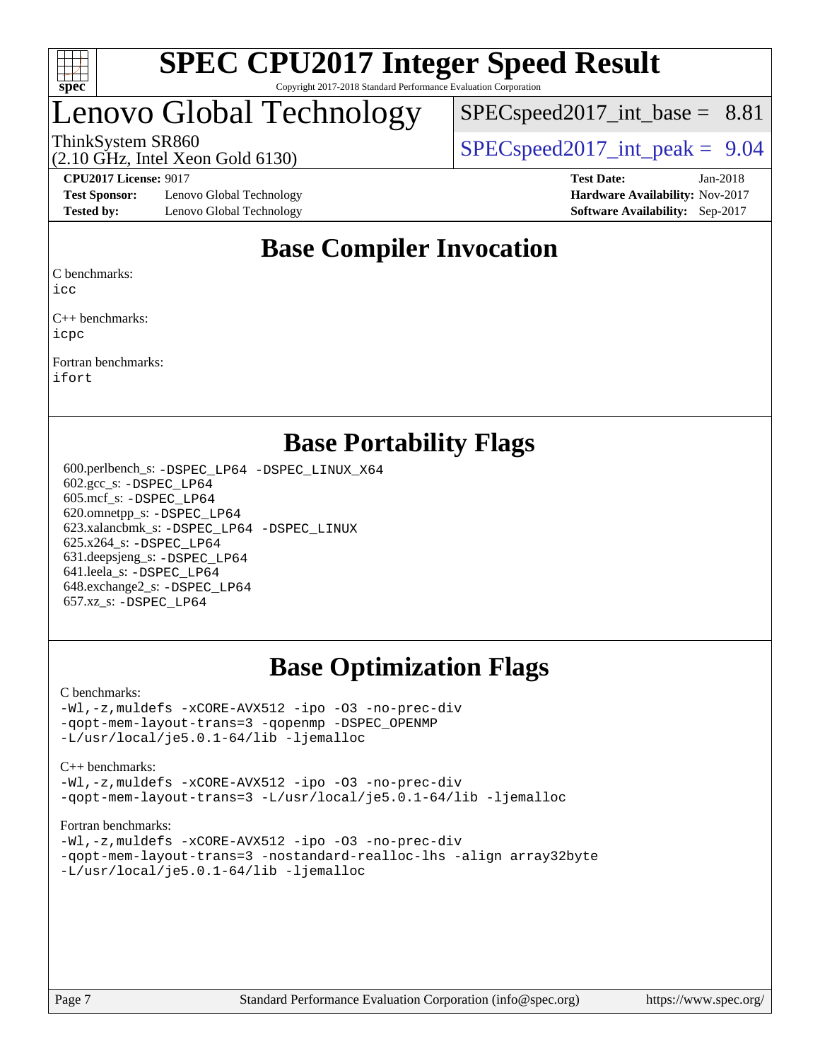# SPEC CPU2017 Integer Speed Result

Copyright 2017-2018 Standard Performance Evaluation Corporation

## Lenovo Global Technology

ThinkSystem SR860
(2.10 GHz, Intel Xeon Gold 6130)

SPECspeed2017_int_base = 8.81

SPECspeed2017_int_peak = 9.04

**CPU2017 License:** 9017
**Test Sponsor:** Lenovo Global Technology
**Tested by:** Lenovo Global Technology

**Test Date:** Jan-2018
**Hardware Availability:** Nov-2017
**Software Availability:** Sep-2017

## Base Compiler Invocation

C benchmarks:
icc

C++ benchmarks:
icpc

Fortran benchmarks:
ifort

## Base Portability Flags

600.perlbench_s: -DSPEC_LP64 -DSPEC_LINUX_X64
602.gcc_s: -DSPEC_LP64
605.mcf_s: -DSPEC_LP64
620.omnetpp_s: -DSPEC_LP64
623.xalancbmk_s: -DSPEC_LP64 -DSPEC_LINUX
625.x264_s: -DSPEC_LP64
631.deepsjeng_s: -DSPEC_LP64
641.leela_s: -DSPEC_LP64
648.exchange2_s: -DSPEC_LP64
657.xz_s: -DSPEC_LP64

## Base Optimization Flags

C benchmarks:
-Wl,-z,muldefs -xCORE-AVX512 -ipo -O3 -no-prec-div
-qopt-mem-layout-trans=3 -qopenmp -DSPEC_OPENMP
-L/usr/local/je5.0.1-64/lib -ljemalloc

C++ benchmarks:
-Wl,-z,muldefs -xCORE-AVX512 -ipo -O3 -no-prec-div
-qopt-mem-layout-trans=3 -L/usr/local/je5.0.1-64/lib -ljemalloc

Fortran benchmarks:
-Wl,-z,muldefs -xCORE-AVX512 -ipo -O3 -no-prec-div
-qopt-mem-layout-trans=3 -nostandard-realloc-lhs -align array32byte
-L/usr/local/je5.0.1-64/lib -ljemalloc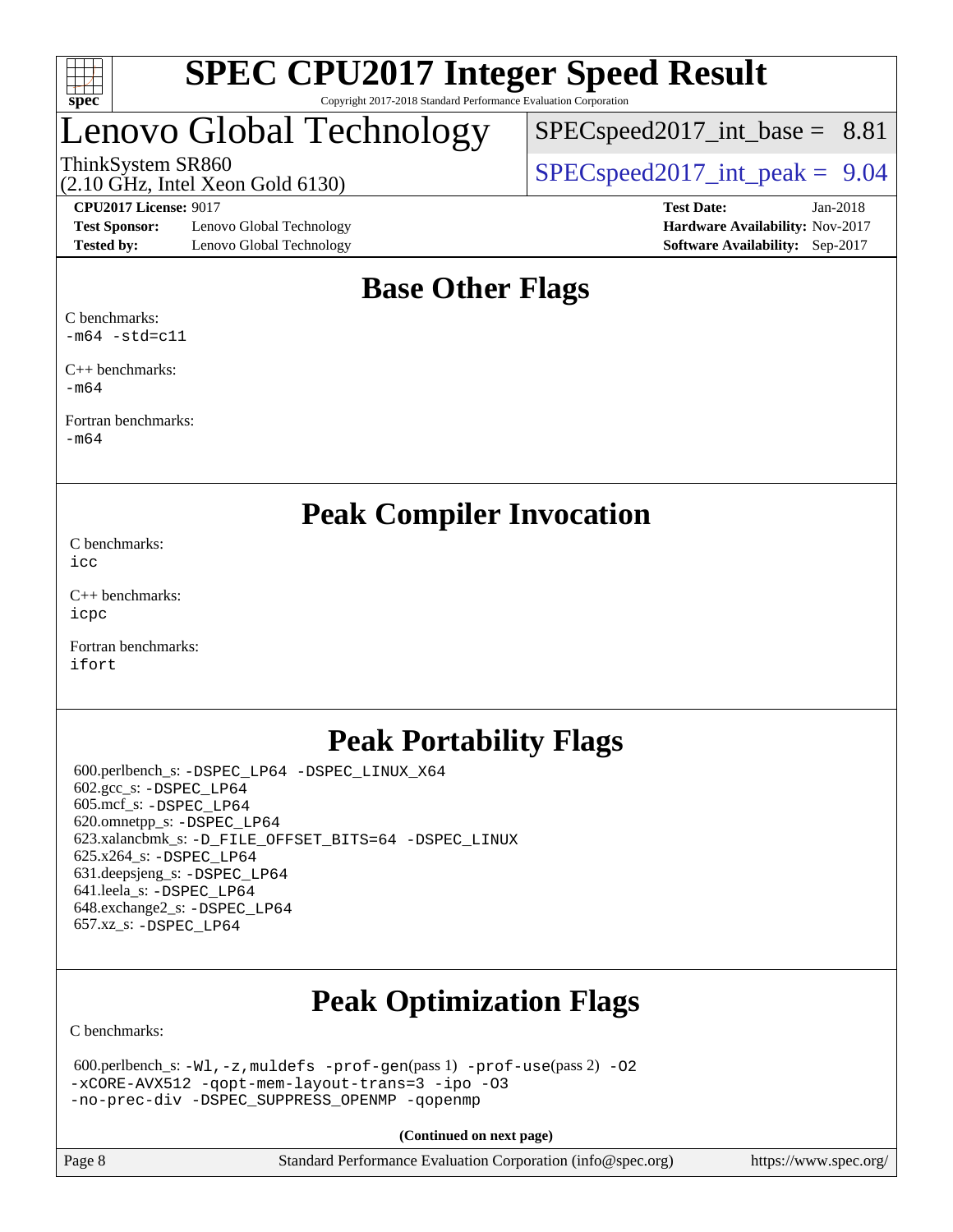# SPEC CPU2017 Integer Speed Result

Copyright 2017-2018 Standard Performance Evaluation Corporation

# Lenovo Global Technology

ThinkSystem SR860
(2.10 GHz, Intel Xeon Gold 6130)

SPECspeed2017_int_base = 8.81

SPECspeed2017_int_peak = 9.04

**CPU2017 License:** 9017
**Test Sponsor:** Lenovo Global Technology
**Tested by:** Lenovo Global Technology

**Test Date:** Jan-2018
**Hardware Availability:** Nov-2017
**Software Availability:** Sep-2017

## Base Other Flags

C benchmarks:
`-m64 -std=c11`

C++ benchmarks:
`-m64`

Fortran benchmarks:
`-m64`

## Peak Compiler Invocation

C benchmarks:
`icc`

C++ benchmarks:
`icpc`

Fortran benchmarks:
`ifort`

## Peak Portability Flags

600.perlbench_s: `-DSPEC_LP64 -DSPEC_LINUX_X64`
602.gcc_s: `-DSPEC_LP64`
605.mcf_s: `-DSPEC_LP64`
620.omnetpp_s: `-DSPEC_LP64`
623.xalancbmk_s: `-D_FILE_OFFSET_BITS=64 -DSPEC_LINUX`
625.x264_s: `-DSPEC_LP64`
631.deepsjeng_s: `-DSPEC_LP64`
641.leela_s: `-DSPEC_LP64`
648.exchange2_s: `-DSPEC_LP64`
657.xz_s: `-DSPEC_LP64`

## Peak Optimization Flags

C benchmarks:

600.perlbench_s: `-Wl,-z,muldefs -prof-gen`(pass 1) `-prof-use`(pass 2) `-O2 -xCORE-AVX512 -qopt-mem-layout-trans=3 -ipo -O3 -no-prec-div -DSPEC_SUPPRESS_OPENMP -qopenmp`

**(Continued on next page)**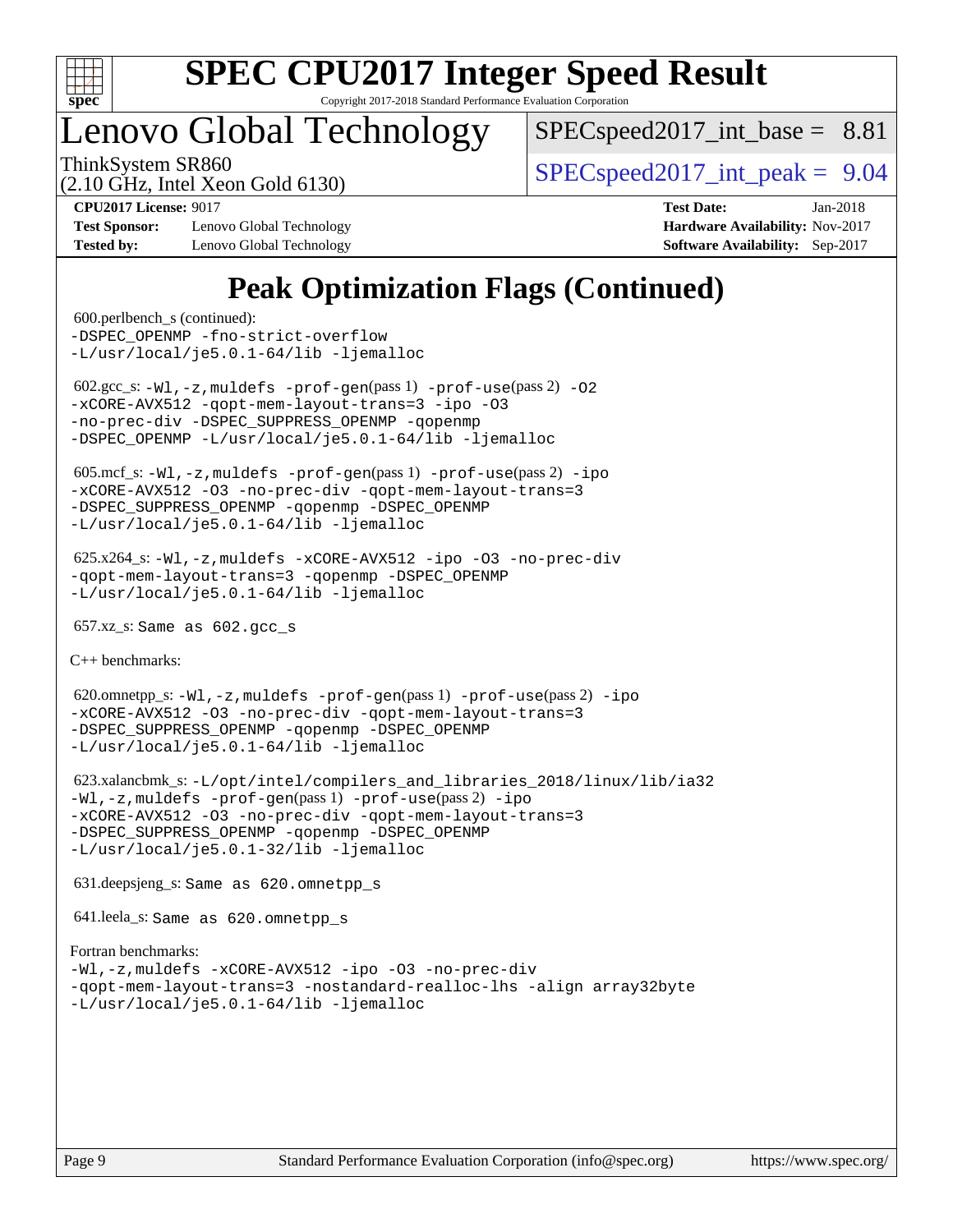# Lenovo Global Technology

ThinkSystem SR860
(2.10 GHz, Intel Xeon Gold 6130)

SPECspeed2017_int_base = 8.81
SPECspeed2017_int_peak = 9.04

**CPU2017 License:** 9017
**Test Sponsor:** Lenovo Global Technology
**Tested by:** Lenovo Global Technology
**Test Date:** Jan-2018
**Hardware Availability:** Nov-2017
**Software Availability:** Sep-2017

## Peak Optimization Flags (Continued)

600.perlbench_s (continued):
-DSPEC_OPENMP -fno-strict-overflow
-L/usr/local/je5.0.1-64/lib -ljemalloc

602.gcc_s: -Wl,-z,muldefs -prof-gen(pass 1) -prof-use(pass 2) -O2
-xCORE-AVX512 -qopt-mem-layout-trans=3 -ipo -O3
-no-prec-div -DSPEC_SUPPRESS_OPENMP -qopenmp
-DSPEC_OPENMP -L/usr/local/je5.0.1-64/lib -ljemalloc

605.mcf_s: -Wl,-z,muldefs -prof-gen(pass 1) -prof-use(pass 2) -ipo
-xCORE-AVX512 -O3 -no-prec-div -qopt-mem-layout-trans=3
-DSPEC_SUPPRESS_OPENMP -qopenmp -DSPEC_OPENMP
-L/usr/local/je5.0.1-64/lib -ljemalloc

625.x264_s: -Wl,-z,muldefs -xCORE-AVX512 -ipo -O3 -no-prec-div
-qopt-mem-layout-trans=3 -qopenmp -DSPEC_OPENMP
-L/usr/local/je5.0.1-64/lib -ljemalloc

657.xz_s: Same as 602.gcc_s

C++ benchmarks:

620.omnetpp_s: -Wl,-z,muldefs -prof-gen(pass 1) -prof-use(pass 2) -ipo
-xCORE-AVX512 -O3 -no-prec-div -qopt-mem-layout-trans=3
-DSPEC_SUPPRESS_OPENMP -qopenmp -DSPEC_OPENMP
-L/usr/local/je5.0.1-64/lib -ljemalloc

623.xalancbmk_s: -L/opt/intel/compilers_and_libraries_2018/linux/lib/ia32
-Wl,-z,muldefs -prof-gen(pass 1) -prof-use(pass 2) -ipo
-xCORE-AVX512 -O3 -no-prec-div -qopt-mem-layout-trans=3
-DSPEC_SUPPRESS_OPENMP -qopenmp -DSPEC_OPENMP
-L/usr/local/je5.0.1-32/lib -ljemalloc

631.deepsjeng_s: Same as 620.omnetpp_s

641.leela_s: Same as 620.omnetpp_s

Fortran benchmarks:
-Wl,-z,muldefs -xCORE-AVX512 -ipo -O3 -no-prec-div
-qopt-mem-layout-trans=3 -nostandard-realloc-lhs -align array32byte
-L/usr/local/je5.0.1-64/lib -ljemalloc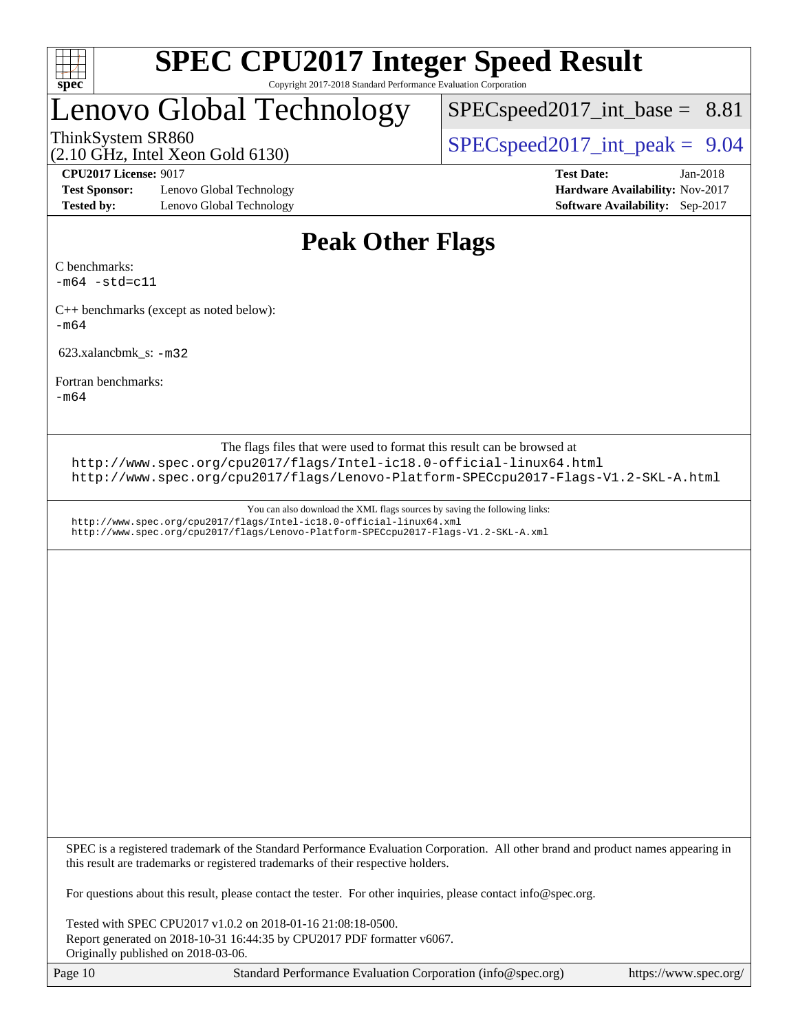# SPEC CPU2017 Integer Speed Result

Copyright 2017-2018 Standard Performance Evaluation Corporation

# Lenovo Global Technology

ThinkSystem SR860
(2.10 GHz, Intel Xeon Gold 6130)

SPECspeed2017_int_base = 8.81

SPECspeed2017_int_peak = 9.04

**CPU2017 License:** 9017
**Test Sponsor:** Lenovo Global Technology
**Tested by:** Lenovo Global Technology

**Test Date:** Jan-2018
**Hardware Availability:** Nov-2017
**Software Availability:** Sep-2017

## Peak Other Flags

C benchmarks:
-m64 -std=c11

C++ benchmarks (except as noted below):
-m64

623.xalancbmk_s: -m32

Fortran benchmarks:
-m64

The flags files that were used to format this result can be browsed at
http://www.spec.org/cpu2017/flags/Intel-ic18.0-official-linux64.html
http://www.spec.org/cpu2017/flags/Lenovo-Platform-SPECcpu2017-Flags-V1.2-SKL-A.html

You can also download the XML flags sources by saving the following links:
http://www.spec.org/cpu2017/flags/Intel-ic18.0-official-linux64.xml
http://www.spec.org/cpu2017/flags/Lenovo-Platform-SPECcpu2017-Flags-V1.2-SKL-A.xml

SPEC is a registered trademark of the Standard Performance Evaluation Corporation. All other brand and product names appearing in this result are trademarks or registered trademarks of their respective holders.

For questions about this result, please contact the tester. For other inquiries, please contact info@spec.org.

Tested with SPEC CPU2017 v1.0.2 on 2018-01-16 21:08:18-0500.
Report generated on 2018-10-31 16:44:35 by CPU2017 PDF formatter v6067.
Originally published on 2018-03-06.